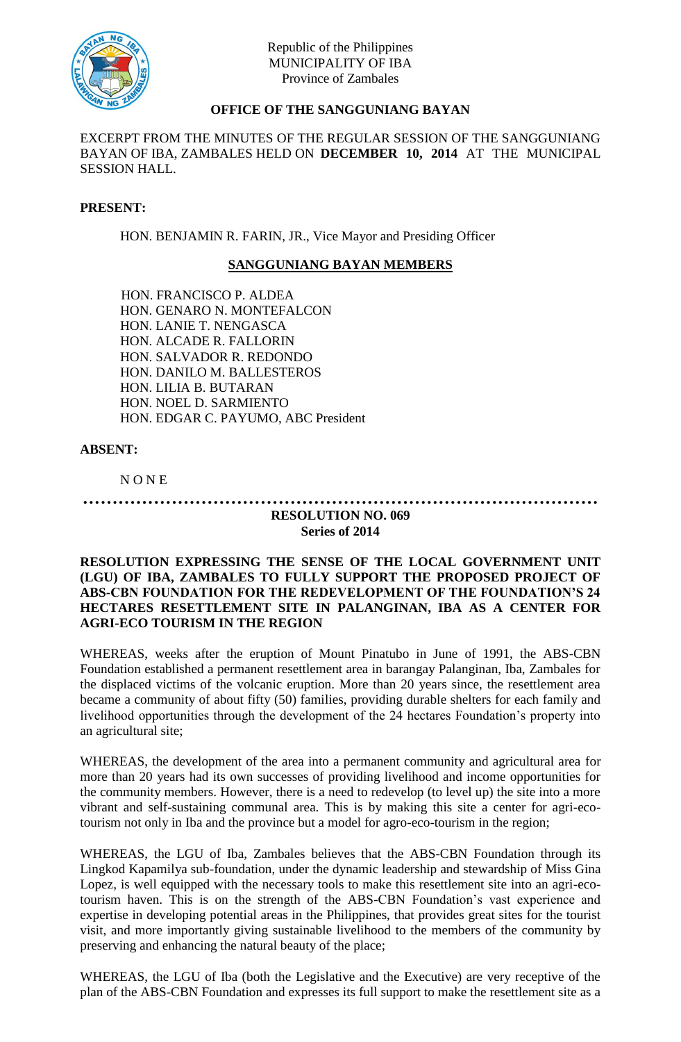Republic of the Philippines
MUNICIPALITY OF IBA
Province of Zambales

**OFFICE OF THE SANGGUNIANG BAYAN**

EXCERPT FROM THE MINUTES OF THE REGULAR SESSION OF THE SANGGUNIANG BAYAN OF IBA, ZAMBALES HELD ON **DECEMBER 10, 2014** AT THE MUNICIPAL SESSION HALL.

**PRESENT:**

HON. BENJAMIN R. FARIN, JR., Vice Mayor and Presiding Officer

**SANGGUNIANG BAYAN MEMBERS**

HON. FRANCISCO P. ALDEA
HON. GENARO N. MONTEFALCON
HON. LANIE T. NENGASCA
HON. ALCADE R. FALLORIN
HON. SALVADOR R. REDONDO
HON. DANILO M. BALLESTEROS
HON. LILIA B. BUTARAN
HON. NOEL D. SARMIENTO
HON. EDGAR C. PAYUMO, ABC President

**ABSENT:**

N O N E

…………………………………………………………………………………

**RESOLUTION NO. 069**
**Series of 2014**

**RESOLUTION EXPRESSING THE SENSE OF THE LOCAL GOVERNMENT UNIT (LGU) OF IBA, ZAMBALES TO FULLY SUPPORT THE PROPOSED PROJECT OF ABS-CBN FOUNDATION FOR THE REDEVELOPMENT OF THE FOUNDATION'S 24 HECTARES RESETTLEMENT SITE IN PALANGINAN, IBA AS A CENTER FOR AGRI-ECO TOURISM IN THE REGION**

WHEREAS, weeks after the eruption of Mount Pinatubo in June of 1991, the ABS-CBN Foundation established a permanent resettlement area in barangay Palanginan, Iba, Zambales for the displaced victims of the volcanic eruption. More than 20 years since, the resettlement area became a community of about fifty (50) families, providing durable shelters for each family and livelihood opportunities through the development of the 24 hectares Foundation's property into an agricultural site;

WHEREAS, the development of the area into a permanent community and agricultural area for more than 20 years had its own successes of providing livelihood and income opportunities for the community members. However, there is a need to redevelop (to level up) the site into a more vibrant and self-sustaining communal area. This is by making this site a center for agri-eco-tourism not only in Iba and the province but a model for agro-eco-tourism in the region;

WHEREAS, the LGU of Iba, Zambales believes that the ABS-CBN Foundation through its Lingkod Kapamilya sub-foundation, under the dynamic leadership and stewardship of Miss Gina Lopez, is well equipped with the necessary tools to make this resettlement site into an agri-eco-tourism haven. This is on the strength of the ABS-CBN Foundation's vast experience and expertise in developing potential areas in the Philippines, that provides great sites for the tourist visit, and more importantly giving sustainable livelihood to the members of the community by preserving and enhancing the natural beauty of the place;

WHEREAS, the LGU of Iba (both the Legislative and the Executive) are very receptive of the plan of the ABS-CBN Foundation and expresses its full support to make the resettlement site as a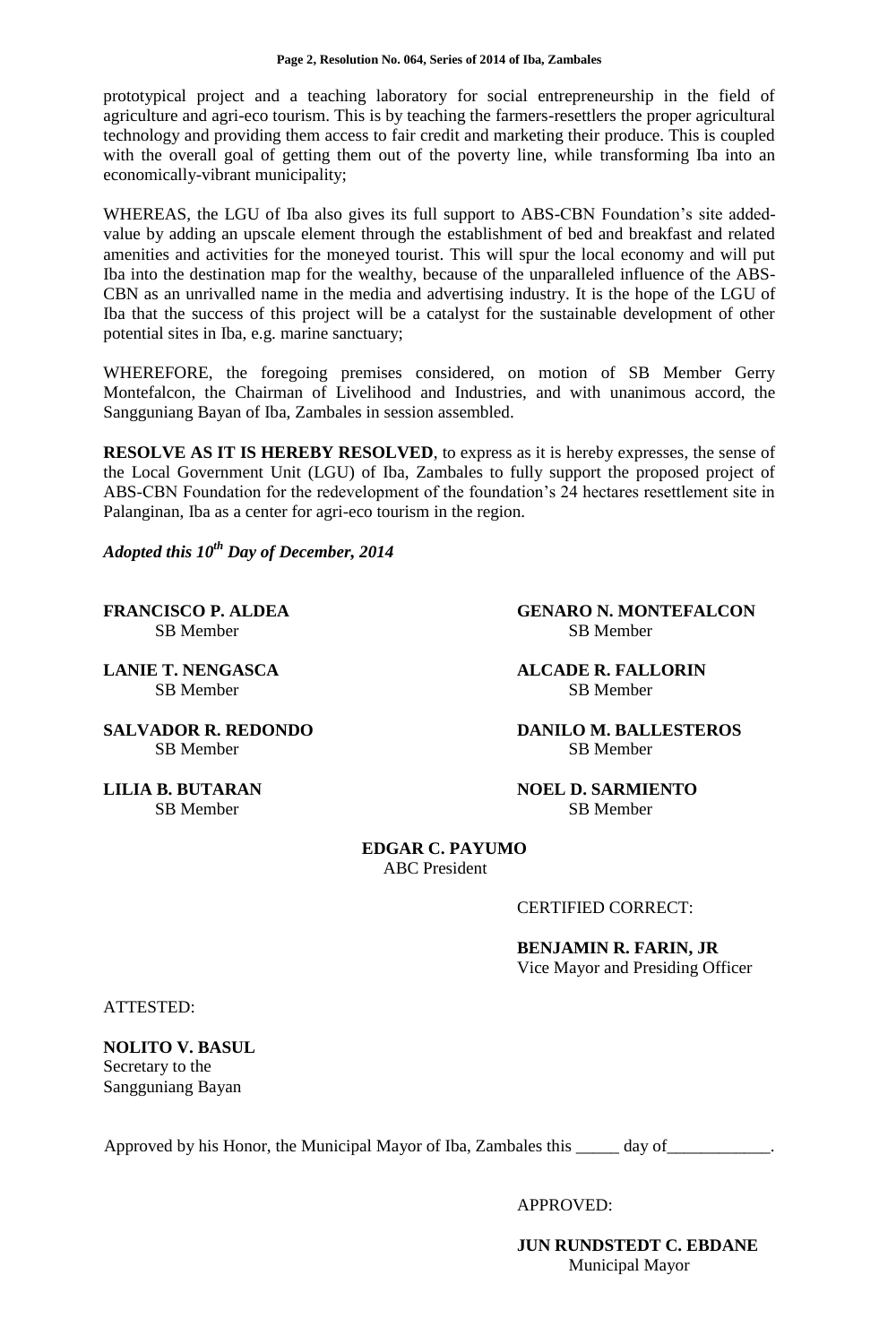prototypical project and a teaching laboratory for social entrepreneurship in the field of agriculture and agri-eco tourism. This is by teaching the farmers-resettlers the proper agricultural technology and providing them access to fair credit and marketing their produce. This is coupled with the overall goal of getting them out of the poverty line, while transforming Iba into an economically-vibrant municipality;

WHEREAS, the LGU of Iba also gives its full support to ABS-CBN Foundation's site added-value by adding an upscale element through the establishment of bed and breakfast and related amenities and activities for the moneyed tourist. This will spur the local economy and will put Iba into the destination map for the wealthy, because of the unparalleled influence of the ABS-CBN as an unrivalled name in the media and advertising industry. It is the hope of the LGU of Iba that the success of this project will be a catalyst for the sustainable development of other potential sites in Iba, e.g. marine sanctuary;

WHEREFORE, the foregoing premises considered, on motion of SB Member Gerry Montefalcon, the Chairman of Livelihood and Industries, and with unanimous accord, the Sangguniang Bayan of Iba, Zambales in session assembled.

**RESOLVE AS IT IS HEREBY RESOLVED**, to express as it is hereby expresses, the sense of the Local Government Unit (LGU) of Iba, Zambales to fully support the proposed project of ABS-CBN Foundation for the redevelopment of the foundation's 24 hectares resettlement site in Palanginan, Iba as a center for agri-eco tourism in the region.

***Adopted this 10th Day of December, 2014***

**FRANCISCO P. ALDEA**
SB Member

**GENARO N. MONTEFALCON**
SB Member

**LANIE T. NENGASCA**
SB Member

**ALCADE R. FALLORIN**
SB Member

**SALVADOR R. REDONDO**
SB Member

**DANILO M. BALLESTEROS**
SB Member

**LILIA B. BUTARAN**
SB Member

**NOEL D. SARMIENTO**
SB Member

**EDGAR C. PAYUMO**
ABC President

CERTIFIED CORRECT:

**BENJAMIN R. FARIN, JR**
Vice Mayor and Presiding Officer

ATTESTED:

**NOLITO V. BASUL**
Secretary to the
Sangguniang Bayan

Approved by his Honor, the Municipal Mayor of Iba, Zambales this _____ day of____________.

APPROVED:

**JUN RUNDSTEDT C. EBDANE**
Municipal Mayor